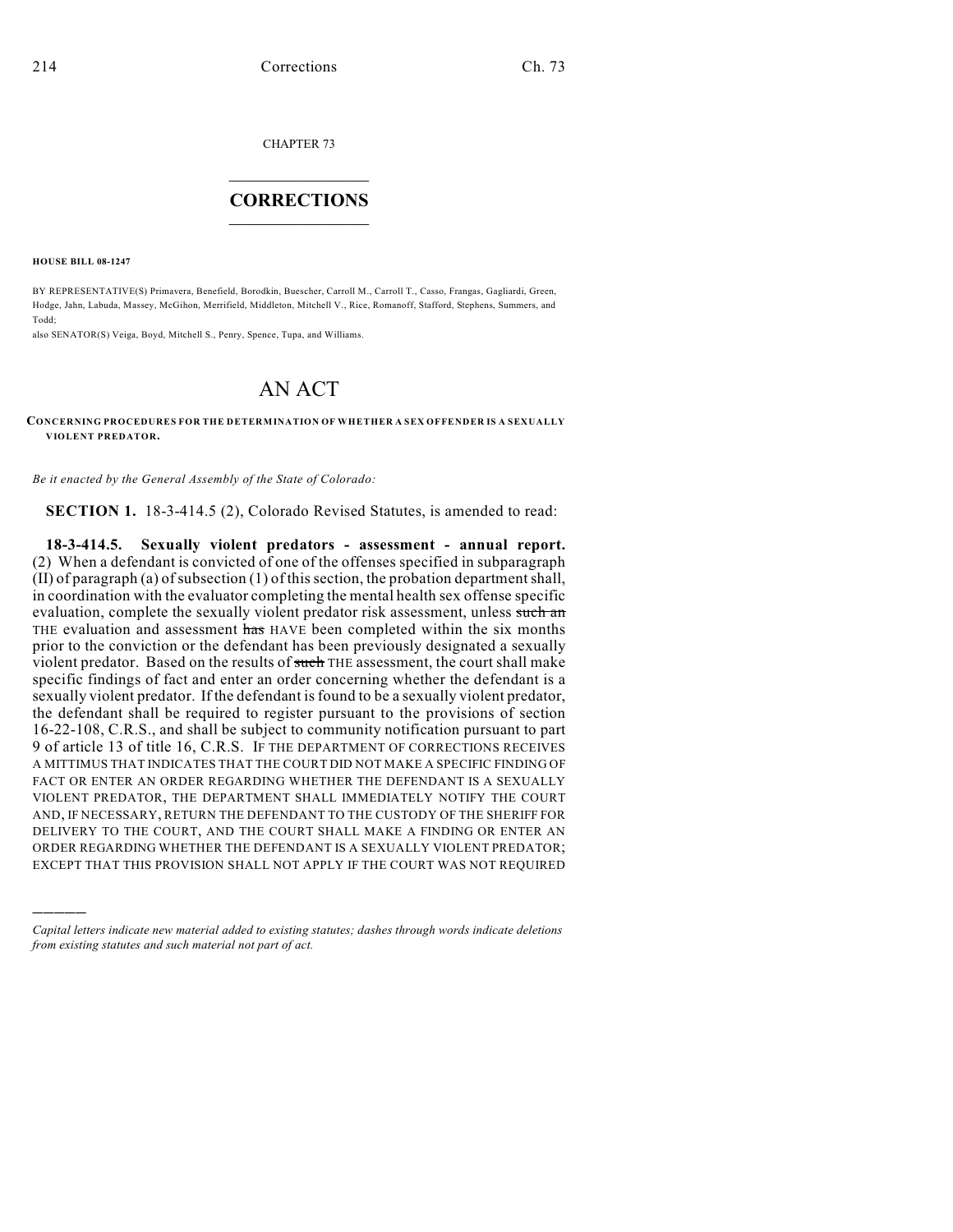CHAPTER 73

# CORRECTIONS

**HOUSE BILL 08-1247**

BY REPRESENTATIVE(S) Primavera, Benefield, Borodkin, Buescher, Carroll M., Carroll T., Casso, Frangas, Gagliardi, Green, Hodge, Jahn, Labuda, Massey, McGihon, Merrifield, Middleton, Mitchell V., Rice, Romanoff, Stafford, Stephens, Summers, and Todd;
also SENATOR(S) Veiga, Boyd, Mitchell S., Penry, Spence, Tupa, and Williams.

# AN ACT

**CONCERNING PROCEDURES FOR THE DETERMINATION OF WHETHER A SEX OFFENDER IS A SEXUALLY VIOLENT PREDATOR.**

*Be it enacted by the General Assembly of the State of Colorado:*

**SECTION 1.** 18-3-414.5 (2), Colorado Revised Statutes, is amended to read:

**18-3-414.5. Sexually violent predators - assessment - annual report.** (2) When a defendant is convicted of one of the offenses specified in subparagraph (II) of paragraph (a) of subsection (1) of this section, the probation department shall, in coordination with the evaluator completing the mental health sex offense specific evaluation, complete the sexually violent predator risk assessment, unless ~~such an~~ THE evaluation and assessment ~~has~~ HAVE been completed within the six months prior to the conviction or the defendant has been previously designated a sexually violent predator. Based on the results of ~~such~~ THE assessment, the court shall make specific findings of fact and enter an order concerning whether the defendant is a sexually violent predator. If the defendant is found to be a sexually violent predator, the defendant shall be required to register pursuant to the provisions of section 16-22-108, C.R.S., and shall be subject to community notification pursuant to part 9 of article 13 of title 16, C.R.S. IF THE DEPARTMENT OF CORRECTIONS RECEIVES A MITTIMUS THAT INDICATES THAT THE COURT DID NOT MAKE A SPECIFIC FINDING OF FACT OR ENTER AN ORDER REGARDING WHETHER THE DEFENDANT IS A SEXUALLY VIOLENT PREDATOR, THE DEPARTMENT SHALL IMMEDIATELY NOTIFY THE COURT AND, IF NECESSARY, RETURN THE DEFENDANT TO THE CUSTODY OF THE SHERIFF FOR DELIVERY TO THE COURT, AND THE COURT SHALL MAKE A FINDING OR ENTER AN ORDER REGARDING WHETHER THE DEFENDANT IS A SEXUALLY VIOLENT PREDATOR; EXCEPT THAT THIS PROVISION SHALL NOT APPLY IF THE COURT WAS NOT REQUIRED

---

*Capital letters indicate new material added to existing statutes; dashes through words indicate deletions from existing statutes and such material not part of act.*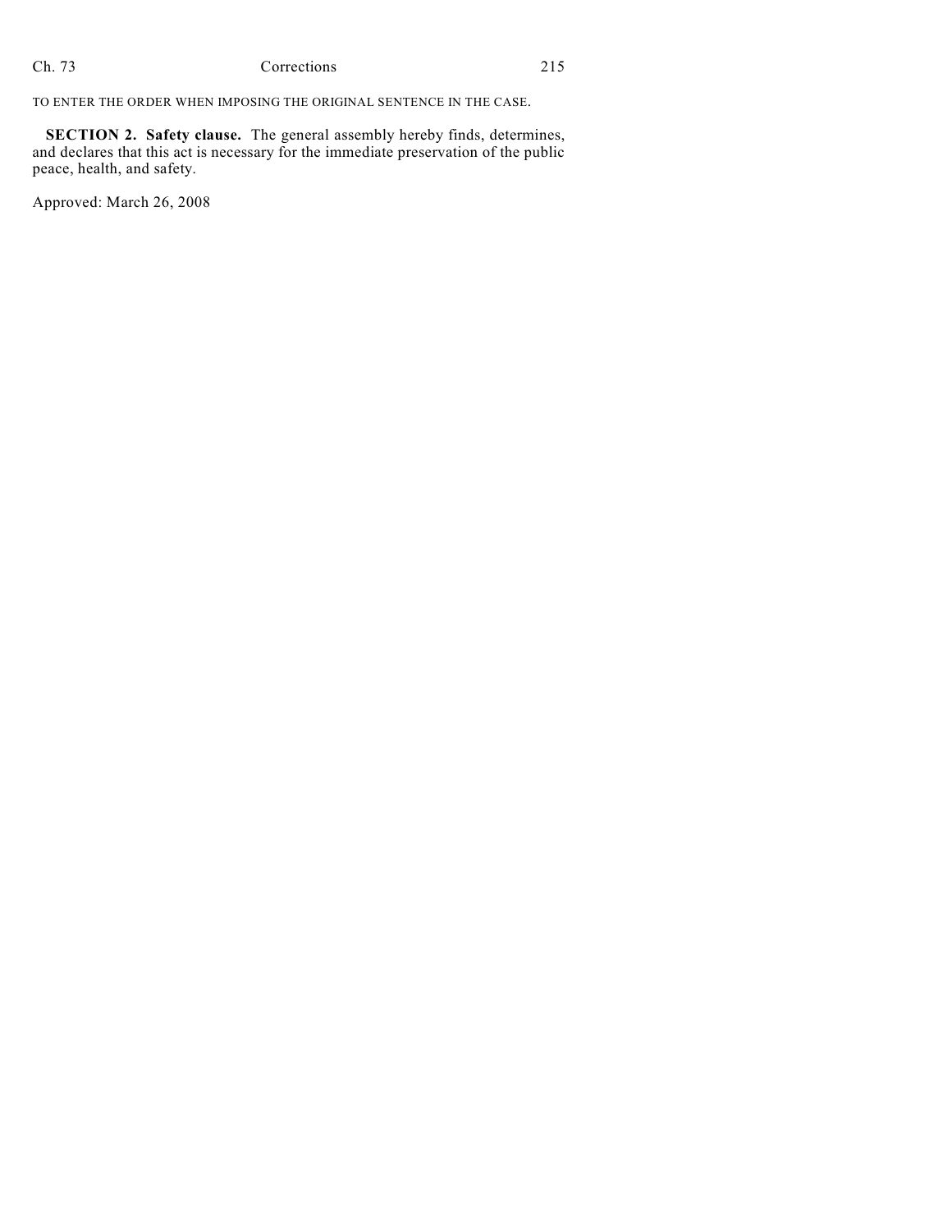TO ENTER THE ORDER WHEN IMPOSING THE ORIGINAL SENTENCE IN THE CASE.

**SECTION 2. Safety clause.** The general assembly hereby finds, determines, and declares that this act is necessary for the immediate preservation of the public peace, health, and safety.

Approved: March 26, 2008